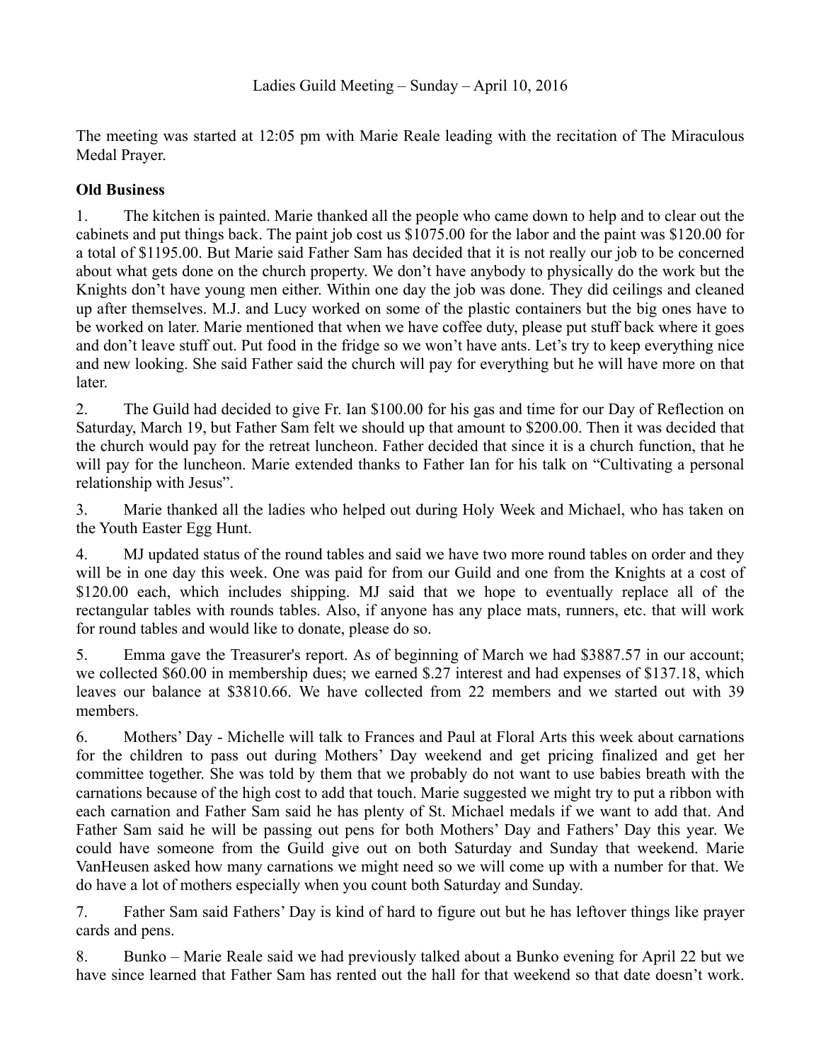Ladies Guild Meeting – Sunday – April 10, 2016

The meeting was started at 12:05 pm with Marie Reale leading with the recitation of The Miraculous Medal Prayer.

**Old Business**

1. The kitchen is painted. Marie thanked all the people who came down to help and to clear out the cabinets and put things back. The paint job cost us $1075.00 for the labor and the paint was $120.00 for a total of $1195.00. But Marie said Father Sam has decided that it is not really our job to be concerned about what gets done on the church property. We don't have anybody to physically do the work but the Knights don't have young men either. Within one day the job was done. They did ceilings and cleaned up after themselves. M.J. and Lucy worked on some of the plastic containers but the big ones have to be worked on later. Marie mentioned that when we have coffee duty, please put stuff back where it goes and don't leave stuff out. Put food in the fridge so we won't have ants. Let's try to keep everything nice and new looking. She said Father said the church will pay for everything but he will have more on that later.

2. The Guild had decided to give Fr. Ian $100.00 for his gas and time for our Day of Reflection on Saturday, March 19, but Father Sam felt we should up that amount to $200.00. Then it was decided that the church would pay for the retreat luncheon. Father decided that since it is a church function, that he will pay for the luncheon. Marie extended thanks to Father Ian for his talk on "Cultivating a personal relationship with Jesus".

3. Marie thanked all the ladies who helped out during Holy Week and Michael, who has taken on the Youth Easter Egg Hunt.

4. MJ updated status of the round tables and said we have two more round tables on order and they will be in one day this week. One was paid for from our Guild and one from the Knights at a cost of $120.00 each, which includes shipping. MJ said that we hope to eventually replace all of the rectangular tables with rounds tables. Also, if anyone has any place mats, runners, etc. that will work for round tables and would like to donate, please do so.

5. Emma gave the Treasurer's report. As of beginning of March we had $3887.57 in our account; we collected $60.00 in membership dues; we earned $.27 interest and had expenses of $137.18, which leaves our balance at $3810.66. We have collected from 22 members and we started out with 39 members.

6. Mothers' Day - Michelle will talk to Frances and Paul at Floral Arts this week about carnations for the children to pass out during Mothers' Day weekend and get pricing finalized and get her committee together. She was told by them that we probably do not want to use babies breath with the carnations because of the high cost to add that touch. Marie suggested we might try to put a ribbon with each carnation and Father Sam said he has plenty of St. Michael medals if we want to add that. And Father Sam said he will be passing out pens for both Mothers' Day and Fathers' Day this year. We could have someone from the Guild give out on both Saturday and Sunday that weekend. Marie VanHeusen asked how many carnations we might need so we will come up with a number for that. We do have a lot of mothers especially when you count both Saturday and Sunday.

7. Father Sam said Fathers' Day is kind of hard to figure out but he has leftover things like prayer cards and pens.

8. Bunko – Marie Reale said we had previously talked about a Bunko evening for April 22 but we have since learned that Father Sam has rented out the hall for that weekend so that date doesn't work.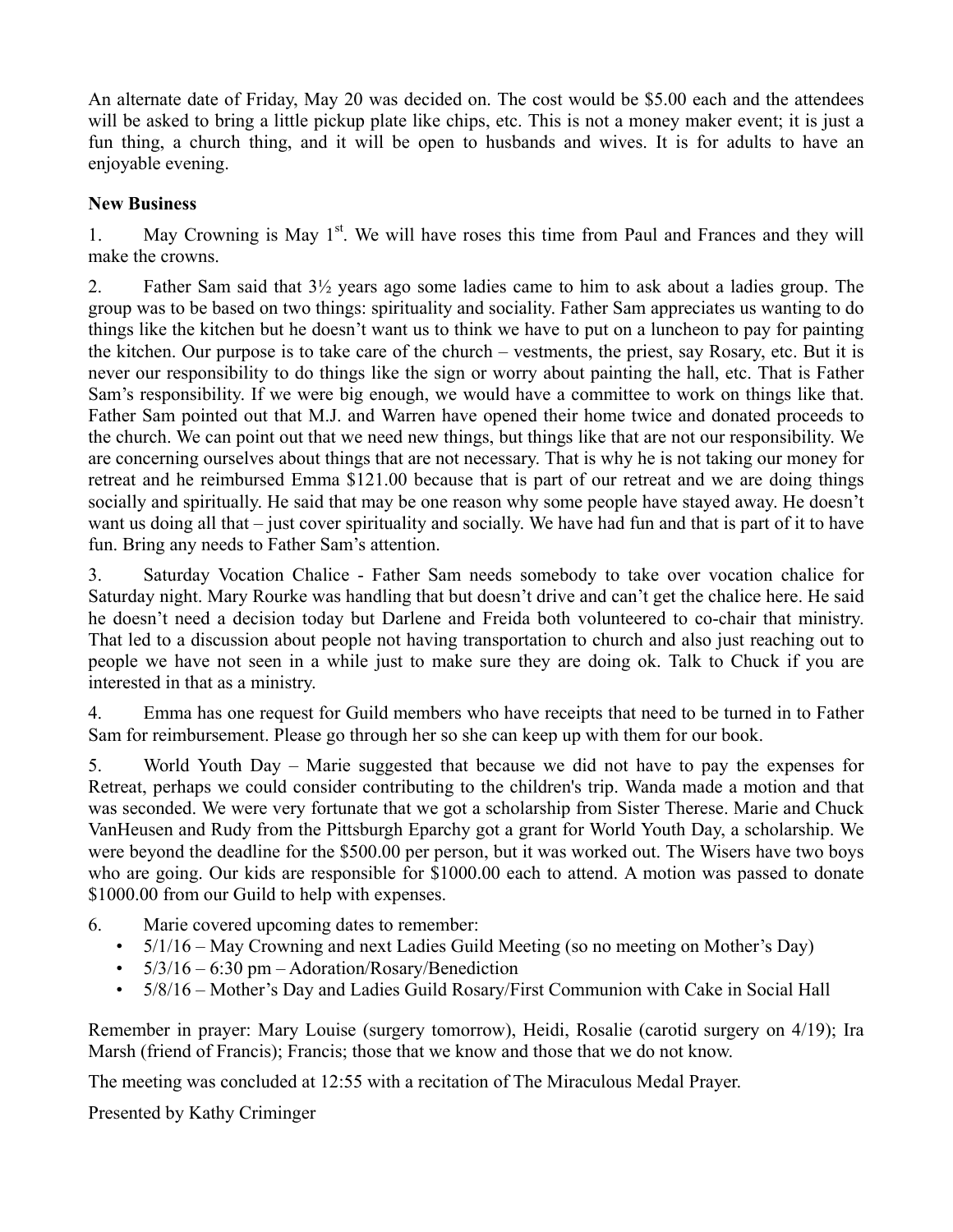An alternate date of Friday, May 20 was decided on. The cost would be $5.00 each and the attendees will be asked to bring a little pickup plate like chips, etc. This is not a money maker event; it is just a fun thing, a church thing, and it will be open to husbands and wives. It is for adults to have an enjoyable evening.

**New Business**

1. May Crowning is May 1st. We will have roses this time from Paul and Frances and they will make the crowns.

2. Father Sam said that 3½ years ago some ladies came to him to ask about a ladies group. The group was to be based on two things: spirituality and sociality. Father Sam appreciates us wanting to do things like the kitchen but he doesn't want us to think we have to put on a luncheon to pay for painting the kitchen. Our purpose is to take care of the church – vestments, the priest, say Rosary, etc. But it is never our responsibility to do things like the sign or worry about painting the hall, etc. That is Father Sam's responsibility. If we were big enough, we would have a committee to work on things like that. Father Sam pointed out that M.J. and Warren have opened their home twice and donated proceeds to the church. We can point out that we need new things, but things like that are not our responsibility. We are concerning ourselves about things that are not necessary. That is why he is not taking our money for retreat and he reimbursed Emma $121.00 because that is part of our retreat and we are doing things socially and spiritually. He said that may be one reason why some people have stayed away. He doesn't want us doing all that – just cover spirituality and socially. We have had fun and that is part of it to have fun. Bring any needs to Father Sam's attention.

3. Saturday Vocation Chalice - Father Sam needs somebody to take over vocation chalice for Saturday night. Mary Rourke was handling that but doesn't drive and can't get the chalice here. He said he doesn't need a decision today but Darlene and Freida both volunteered to co-chair that ministry. That led to a discussion about people not having transportation to church and also just reaching out to people we have not seen in a while just to make sure they are doing ok. Talk to Chuck if you are interested in that as a ministry.

4. Emma has one request for Guild members who have receipts that need to be turned in to Father Sam for reimbursement. Please go through her so she can keep up with them for our book.

5. World Youth Day – Marie suggested that because we did not have to pay the expenses for Retreat, perhaps we could consider contributing to the children's trip. Wanda made a motion and that was seconded. We were very fortunate that we got a scholarship from Sister Therese. Marie and Chuck VanHeusen and Rudy from the Pittsburgh Eparchy got a grant for World Youth Day, a scholarship. We were beyond the deadline for the $500.00 per person, but it was worked out. The Wisers have two boys who are going. Our kids are responsible for $1000.00 each to attend. A motion was passed to donate $1000.00 from our Guild to help with expenses.

6. Marie covered upcoming dates to remember:
   - 5/1/16 – May Crowning and next Ladies Guild Meeting (so no meeting on Mother's Day)
   - 5/3/16 – 6:30 pm – Adoration/Rosary/Benediction
   - 5/8/16 – Mother's Day and Ladies Guild Rosary/First Communion with Cake in Social Hall

Remember in prayer: Mary Louise (surgery tomorrow), Heidi, Rosalie (carotid surgery on 4/19); Ira Marsh (friend of Francis); Francis; those that we know and those that we do not know.

The meeting was concluded at 12:55 with a recitation of The Miraculous Medal Prayer.

Presented by Kathy Criminger